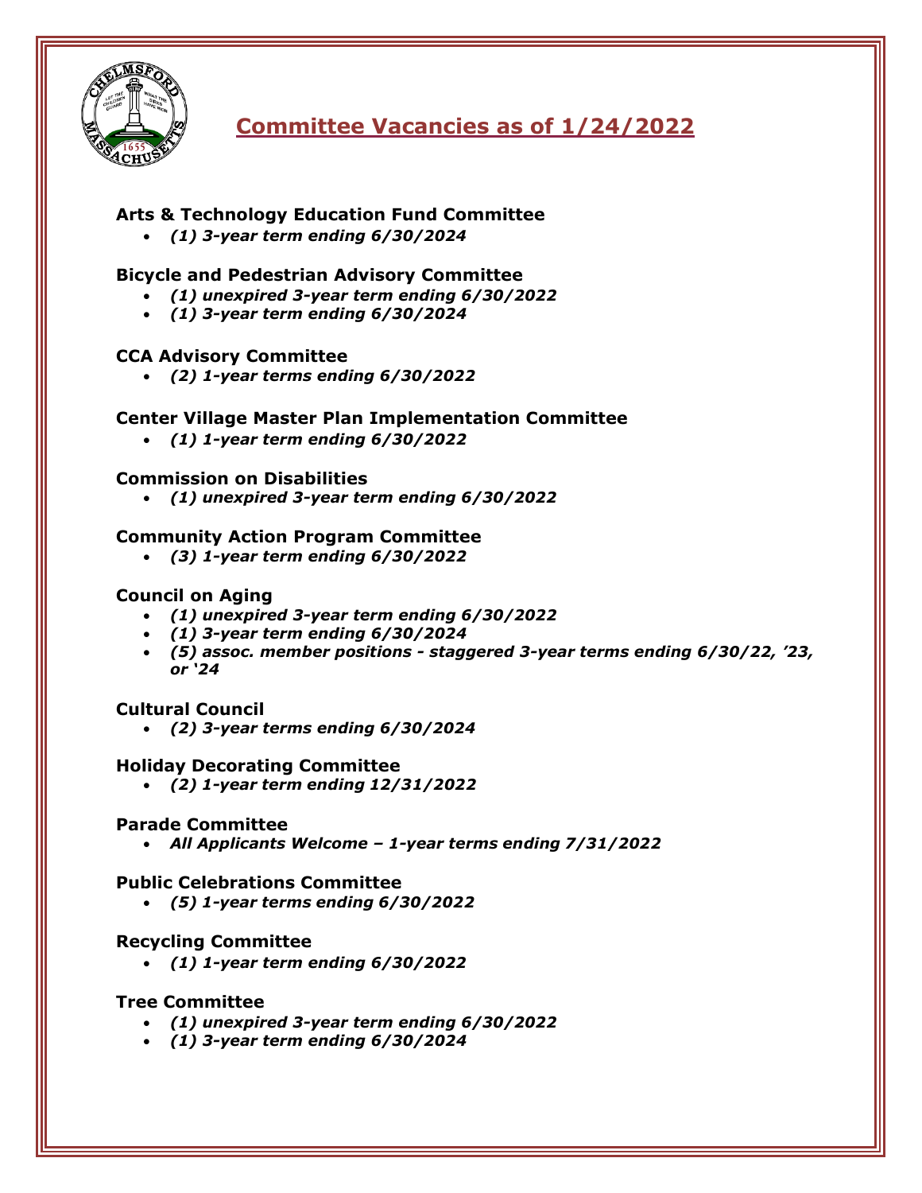# Committee Vacancies as of 1/24/2022

**Arts & Technology Education Fund Committee**

- ***(1) 3-year term ending 6/30/2024***

**Bicycle and Pedestrian Advisory Committee**

- ***(1) unexpired 3-year term ending 6/30/2022***
- ***(1) 3-year term ending 6/30/2024***

**CCA Advisory Committee**

- ***(2) 1-year terms ending 6/30/2022***

**Center Village Master Plan Implementation Committee**

- ***(1) 1-year term ending 6/30/2022***

**Commission on Disabilities**

- ***(1) unexpired 3-year term ending 6/30/2022***

**Community Action Program Committee**

- ***(3) 1-year term ending 6/30/2022***

**Council on Aging**

- ***(1) unexpired 3-year term ending 6/30/2022***
- ***(1) 3-year term ending 6/30/2024***
- ***(5) assoc. member positions - staggered 3-year terms ending 6/30/22, '23, or '24***

**Cultural Council**

- ***(2) 3-year terms ending 6/30/2024***

**Holiday Decorating Committee**

- ***(2) 1-year term ending 12/31/2022***

**Parade Committee**

- ***All Applicants Welcome – 1-year terms ending 7/31/2022***

**Public Celebrations Committee**

- ***(5) 1-year terms ending 6/30/2022***

**Recycling Committee**

- ***(1) 1-year term ending 6/30/2022***

**Tree Committee**

- ***(1) unexpired 3-year term ending 6/30/2022***
- ***(1) 3-year term ending 6/30/2024***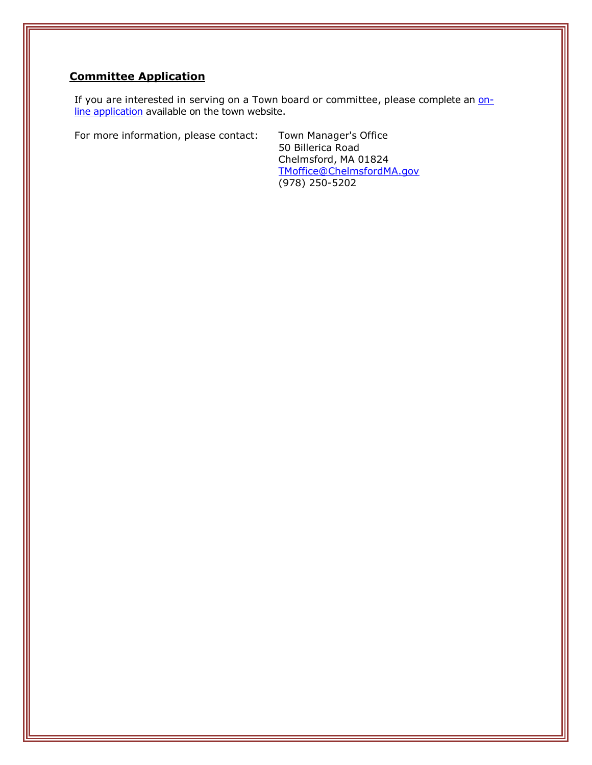## Committee Application

If you are interested in serving on a Town board or committee, please complete an on-line application available on the town website.

For more information, please contact:

Town Manager's Office
50 Billerica Road
Chelmsford, MA 01824
TMoffice@ChelmsfordMA.gov
(978) 250-5202